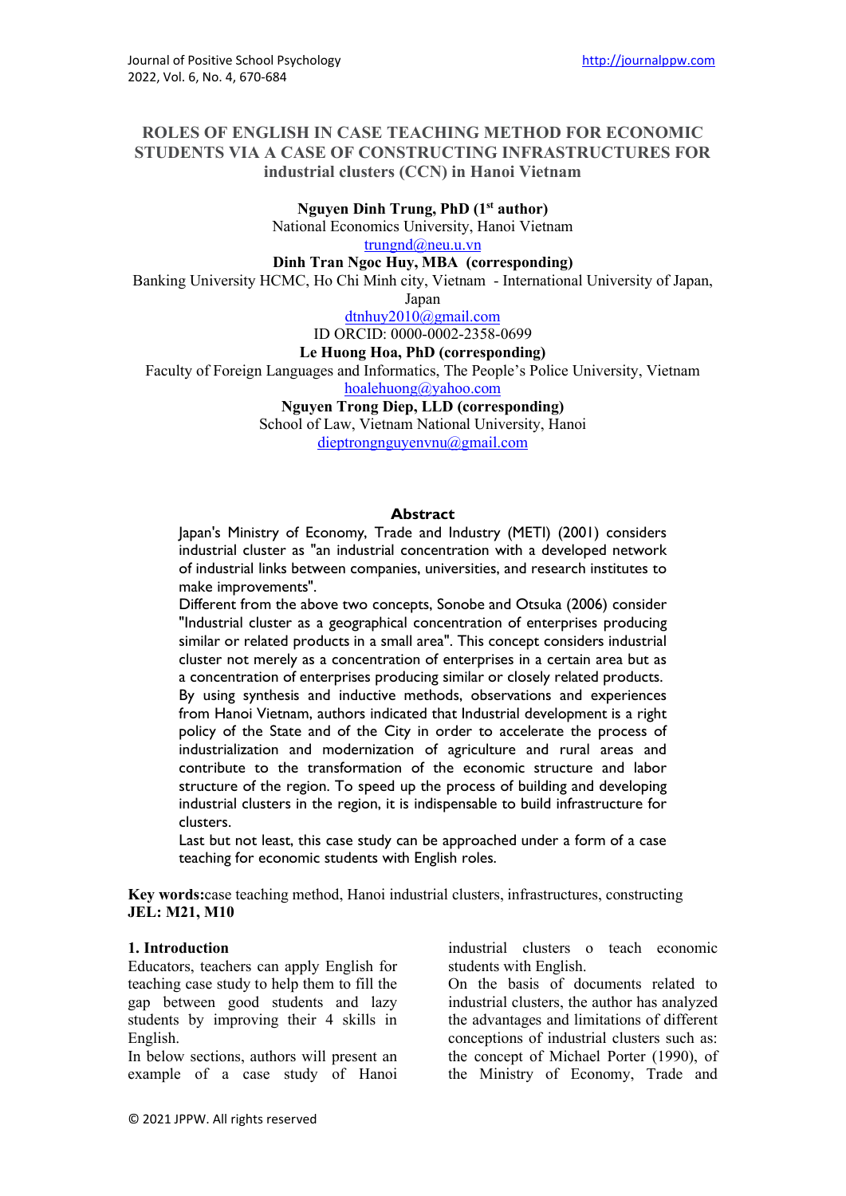# ROLES OF ENGLISH IN CASE TEACHING METHOD FOR ECONOMIC STUDENTS VIA A CASE OF CONSTRUCTING INFRASTRUCTURES FOR industrial clusters (CCN) in Hanoi Vietnam

**Nguyen Dinh Trung, PhD (1st author)**
National Economics University, Hanoi Vietnam
trungnd@neu.u.vn

**Dinh Tran Ngoc Huy, MBA (corresponding)**
Banking University HCMC, Ho Chi Minh city, Vietnam - International University of Japan, Japan
dtnhuy2010@gmail.com
ID ORCID: 0000-0002-2358-0699

**Le Huong Hoa, PhD (corresponding)**
Faculty of Foreign Languages and Informatics, The People's Police University, Vietnam
hoalehuong@yahoo.com

**Nguyen Trong Diep, LLD (corresponding)**
School of Law, Vietnam National University, Hanoi
dieptrongnguyenvnu@gmail.com

## Abstract

Japan's Ministry of Economy, Trade and Industry (METI) (2001) considers industrial cluster as "an industrial concentration with a developed network of industrial links between companies, universities, and research institutes to make improvements".

Different from the above two concepts, Sonobe and Otsuka (2006) consider "Industrial cluster as a geographical concentration of enterprises producing similar or related products in a small area". This concept considers industrial cluster not merely as a concentration of enterprises in a certain area but as a concentration of enterprises producing similar or closely related products.

By using synthesis and inductive methods, observations and experiences from Hanoi Vietnam, authors indicated that Industrial development is a right policy of the State and of the City in order to accelerate the process of industrialization and modernization of agriculture and rural areas and contribute to the transformation of the economic structure and labor structure of the region. To speed up the process of building and developing industrial clusters in the region, it is indispensable to build infrastructure for clusters.

Last but not least, this case study can be approached under a form of a case teaching for economic students with English roles.

**Key words:** case teaching method, Hanoi industrial clusters, infrastructures, constructing
**JEL: M21, M10**

## 1. Introduction

Educators, teachers can apply English for teaching case study to help them to fill the gap between good students and lazy students by improving their 4 skills in English.

In below sections, authors will present an example of a case study of Hanoi industrial clusters o teach economic students with English.

On the basis of documents related to industrial clusters, the author has analyzed the advantages and limitations of different conceptions of industrial clusters such as: the concept of Michael Porter (1990), of the Ministry of Economy, Trade and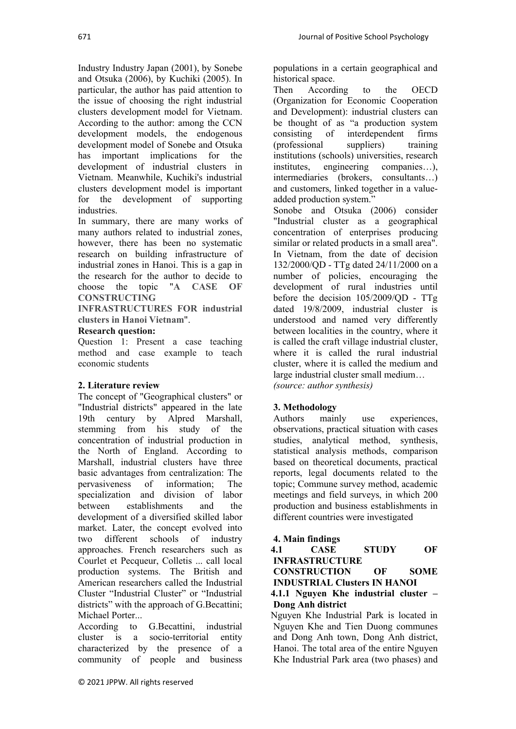Industry Industry Japan (2001), by Sonebe and Otsuka (2006), by Kuchiki (2005). In particular, the author has paid attention to the issue of choosing the right industrial clusters development model for Vietnam. According to the author: among the CCN development models, the endogenous development model of Sonebe and Otsuka has important implications for the development of industrial clusters in Vietnam. Meanwhile, Kuchiki's industrial clusters development model is important for the development of supporting industries.

In summary, there are many works of many authors related to industrial zones, however, there has been no systematic research on building infrastructure of industrial zones in Hanoi. This is a gap in the research for the author to decide to choose the topic "**A CASE OF CONSTRUCTING INFRASTRUCTURES FOR industrial clusters in Hanoi Vietnam**".

**Research question:**

Question 1: Present a case teaching method and case example to teach economic students

## 2. Literature review

The concept of "Geographical clusters" or "Industrial districts" appeared in the late 19th century by Alpred Marshall, stemming from his study of the concentration of industrial production in the North of England. According to Marshall, industrial clusters have three basic advantages from centralization: The pervasiveness of information; The specialization and division of labor between establishments and the development of a diversified skilled labor market. Later, the concept evolved into two different schools of industry approaches. French researchers such as Courlet et Pecqueur, Colletis ... call local production systems. The British and American researchers called the Industrial Cluster "Industrial Cluster" or "Industrial districts" with the approach of G.Becattini; Michael Porter...

According to G.Becattini, industrial cluster is a socio-territorial entity characterized by the presence of a community of people and business populations in a certain geographical and historical space.

Then According to the OECD (Organization for Economic Cooperation and Development): industrial clusters can be thought of as "a production system consisting of interdependent firms (professional suppliers) training institutions (schools) universities, research institutes, engineering companies…), intermediaries (brokers, consultants…) and customers, linked together in a value-added production system."

Sonobe and Otsuka (2006) consider "Industrial cluster as a geographical concentration of enterprises producing similar or related products in a small area". In Vietnam, from the date of decision 132/2000/QD - TTg dated 24/11/2000 on a number of policies, encouraging the development of rural industries until before the decision 105/2009/QD - TTg dated 19/8/2009, industrial cluster is understood and named very differently between localities in the country, where it is called the craft village industrial cluster, where it is called the rural industrial cluster, where it is called the medium and large industrial cluster small medium…

*(source: author synthesis)*

## 3. Methodology

Authors mainly use experiences, observations, practical situation with cases studies, analytical method, synthesis, statistical analysis methods, comparison based on theoretical documents, practical reports, legal documents related to the topic; Commune survey method, academic meetings and field surveys, in which 200 production and business establishments in different countries were investigated

## 4. Main findings

### 4.1 CASE STUDY OF INFRASTRUCTURE CONSTRUCTION OF SOME INDUSTRIAL Clusters IN HANOI

#### 4.1.1 Nguyen Khe industrial cluster – Dong Anh district

Nguyen Khe Industrial Park is located in Nguyen Khe and Tien Duong communes and Dong Anh town, Dong Anh district, Hanoi. The total area of the entire Nguyen Khe Industrial Park area (two phases) and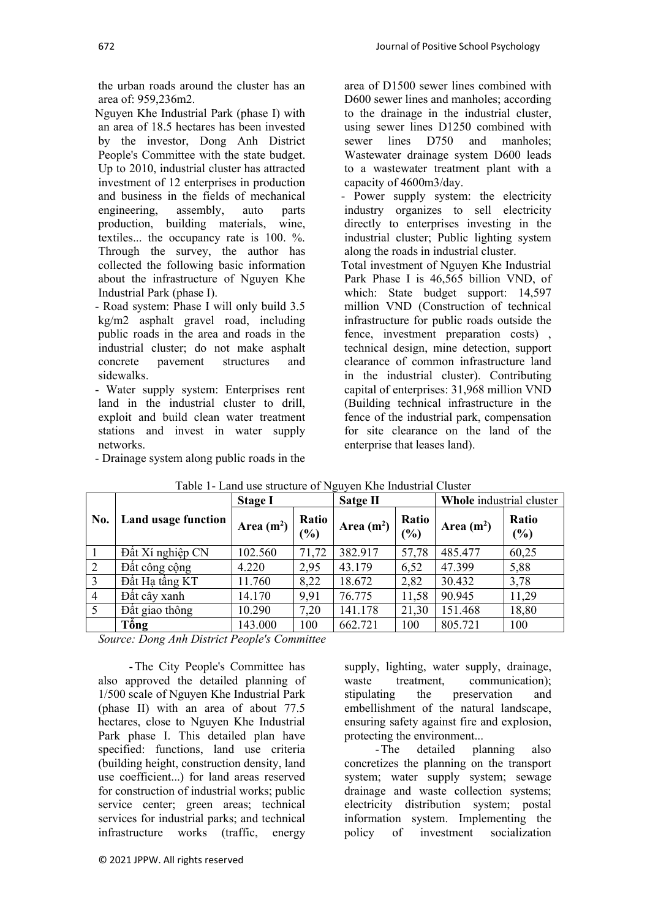the urban roads around the cluster has an area of: 959,236m2.

Nguyen Khe Industrial Park (phase I) with an area of 18.5 hectares has been invested by the investor, Dong Anh District People's Committee with the state budget. Up to 2010, industrial cluster has attracted investment of 12 enterprises in production and business in the fields of mechanical engineering, assembly, auto parts production, building materials, wine, textiles... the occupancy rate is 100. %. Through the survey, the author has collected the following basic information about the infrastructure of Nguyen Khe Industrial Park (phase I).

- Road system: Phase I will only build 3.5 kg/m2 asphalt gravel road, including public roads in the area and roads in the industrial cluster; do not make asphalt concrete pavement structures and sidewalks.
- Water supply system: Enterprises rent land in the industrial cluster to drill, exploit and build clean water treatment stations and invest in water supply networks.
- Drainage system along public roads in the area of D1500 sewer lines combined with D600 sewer lines and manholes; according to the drainage in the industrial cluster, using sewer lines D1250 combined with sewer lines D750 and manholes; Wastewater drainage system D600 leads to a wastewater treatment plant with a capacity of 4600m3/day.
- Power supply system: the electricity industry organizes to sell electricity directly to enterprises investing in the industrial cluster; Public lighting system along the roads in industrial cluster.

Total investment of Nguyen Khe Industrial Park Phase I is 46,565 billion VND, of which: State budget support: 14,597 million VND (Construction of technical infrastructure for public roads outside the fence, investment preparation costs) , technical design, mine detection, support clearance of common infrastructure land in the industrial cluster). Contributing capital of enterprises: 31,968 million VND (Building technical infrastructure in the fence of the industrial park, compensation for site clearance on the land of the enterprise that leases land).

Table 1- Land use structure of Nguyen Khe Industrial Cluster

| No. | Land usage function | Stage I | | Satge II | | **Whole** industrial cluster | |
|---|---|---|---|---|---|---|---|
| | | Area ($m^2$) | Ratio (%) | Area ($m^2$) | Ratio (%) | Area ($m^2$) | Ratio (%) |
| 1 | Đất Xí nghiệp CN | 102.560 | 71,72 | 382.917 | 57,78 | 485.477 | 60,25 |
| 2 | Đất công cộng | 4.220 | 2,95 | 43.179 | 6,52 | 47.399 | 5,88 |
| 3 | Đất Hạ tầng KT | 11.760 | 8,22 | 18.672 | 2,82 | 30.432 | 3,78 |
| 4 | Đất cây xanh | 14.170 | 9,91 | 76.775 | 11,58 | 90.945 | 11,29 |
| 5 | Đất giao thông | 10.290 | 7,20 | 141.178 | 21,30 | 151.468 | 18,80 |
| | **Tổng** | 143.000 | 100 | 662.721 | 100 | 805.721 | 100 |

*Source: Dong Anh District People's Committee*

- The City People's Committee has also approved the detailed planning of 1/500 scale of Nguyen Khe Industrial Park (phase II) with an area of about 77.5 hectares, close to Nguyen Khe Industrial Park phase I. This detailed plan have specified: functions, land use criteria (building height, construction density, land use coefficient...) for land areas reserved for construction of industrial works; public service center; green areas; technical services for industrial parks; and technical infrastructure works (traffic, energy supply, lighting, water supply, drainage, waste treatment, communication); stipulating the preservation and embellishment of the natural landscape, ensuring safety against fire and explosion, protecting the environment...
- The detailed planning also concretizes the planning on the transport system; water supply system; sewage drainage and waste collection systems; electricity distribution system; postal information system. Implementing the policy of investment socialization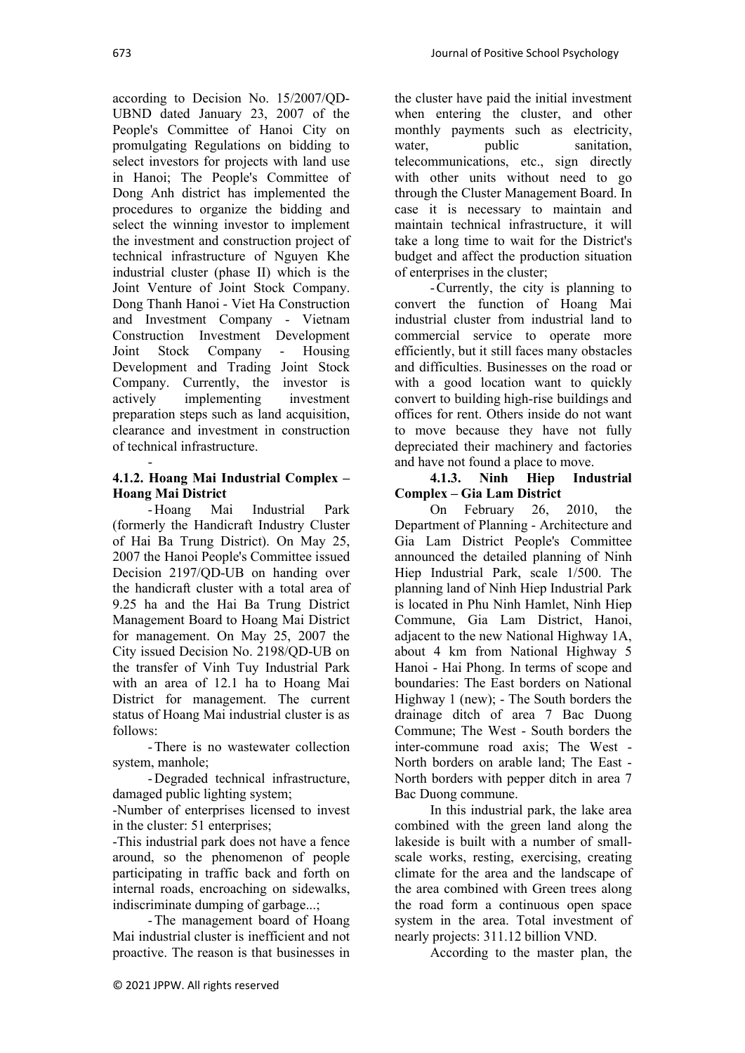according to Decision No. 15/2007/QD-UBND dated January 23, 2007 of the People's Committee of Hanoi City on promulgating Regulations on bidding to select investors for projects with land use in Hanoi; The People's Committee of Dong Anh district has implemented the procedures to organize the bidding and select the winning investor to implement the investment and construction project of technical infrastructure of Nguyen Khe industrial cluster (phase II) which is the Joint Venture of Joint Stock Company. Dong Thanh Hanoi - Viet Ha Construction and Investment Company - Vietnam Construction Investment Development Joint Stock Company - Housing Development and Trading Joint Stock Company. Currently, the investor is actively implementing investment preparation steps such as land acquisition, clearance and investment in construction of technical infrastructure.

-

#### 4.1.2. Hoang Mai Industrial Complex – Hoang Mai District

- Hoang Mai Industrial Park (formerly the Handicraft Industry Cluster of Hai Ba Trung District). On May 25, 2007 the Hanoi People's Committee issued Decision 2197/QD-UB on handing over the handicraft cluster with a total area of 9.25 ha and the Hai Ba Trung District Management Board to Hoang Mai District for management. On May 25, 2007 the City issued Decision No. 2198/QD-UB on the transfer of Vinh Tuy Industrial Park with an area of 12.1 ha to Hoang Mai District for management. The current status of Hoang Mai industrial cluster is as follows:

- There is no wastewater collection system, manhole;
- Degraded technical infrastructure, damaged public lighting system;
- Number of enterprises licensed to invest in the cluster: 51 enterprises;
- This industrial park does not have a fence around, so the phenomenon of people participating in traffic back and forth on internal roads, encroaching on sidewalks, indiscriminate dumping of garbage...;
- The management board of Hoang Mai industrial cluster is inefficient and not proactive. The reason is that businesses in the cluster have paid the initial investment when entering the cluster, and other monthly payments such as electricity, water, public sanitation, telecommunications, etc., sign directly with other units without need to go through the Cluster Management Board. In case it is necessary to maintain and maintain technical infrastructure, it will take a long time to wait for the District's budget and affect the production situation of enterprises in the cluster;
- Currently, the city is planning to convert the function of Hoang Mai industrial cluster from industrial land to commercial service to operate more efficiently, but it still faces many obstacles and difficulties. Businesses on the road or with a good location want to quickly convert to building high-rise buildings and offices for rent. Others inside do not want to move because they have not fully depreciated their machinery and factories and have not found a place to move.

#### 4.1.3. Ninh Hiep Industrial Complex – Gia Lam District

On February 26, 2010, the Department of Planning - Architecture and Gia Lam District People's Committee announced the detailed planning of Ninh Hiep Industrial Park, scale 1/500. The planning land of Ninh Hiep Industrial Park is located in Phu Ninh Hamlet, Ninh Hiep Commune, Gia Lam District, Hanoi, adjacent to the new National Highway 1A, about 4 km from National Highway 5 Hanoi - Hai Phong. In terms of scope and boundaries: The East borders on National Highway 1 (new); - The South borders the drainage ditch of area 7 Bac Duong Commune; The West - South borders the inter-commune road axis; The West - North borders on arable land; The East - North borders with pepper ditch in area 7 Bac Duong commune.

In this industrial park, the lake area combined with the green land along the lakeside is built with a number of small-scale works, resting, exercising, creating climate for the area and the landscape of the area combined with Green trees along the road form a continuous open space system in the area. Total investment of nearly projects: 311.12 billion VND.

According to the master plan, the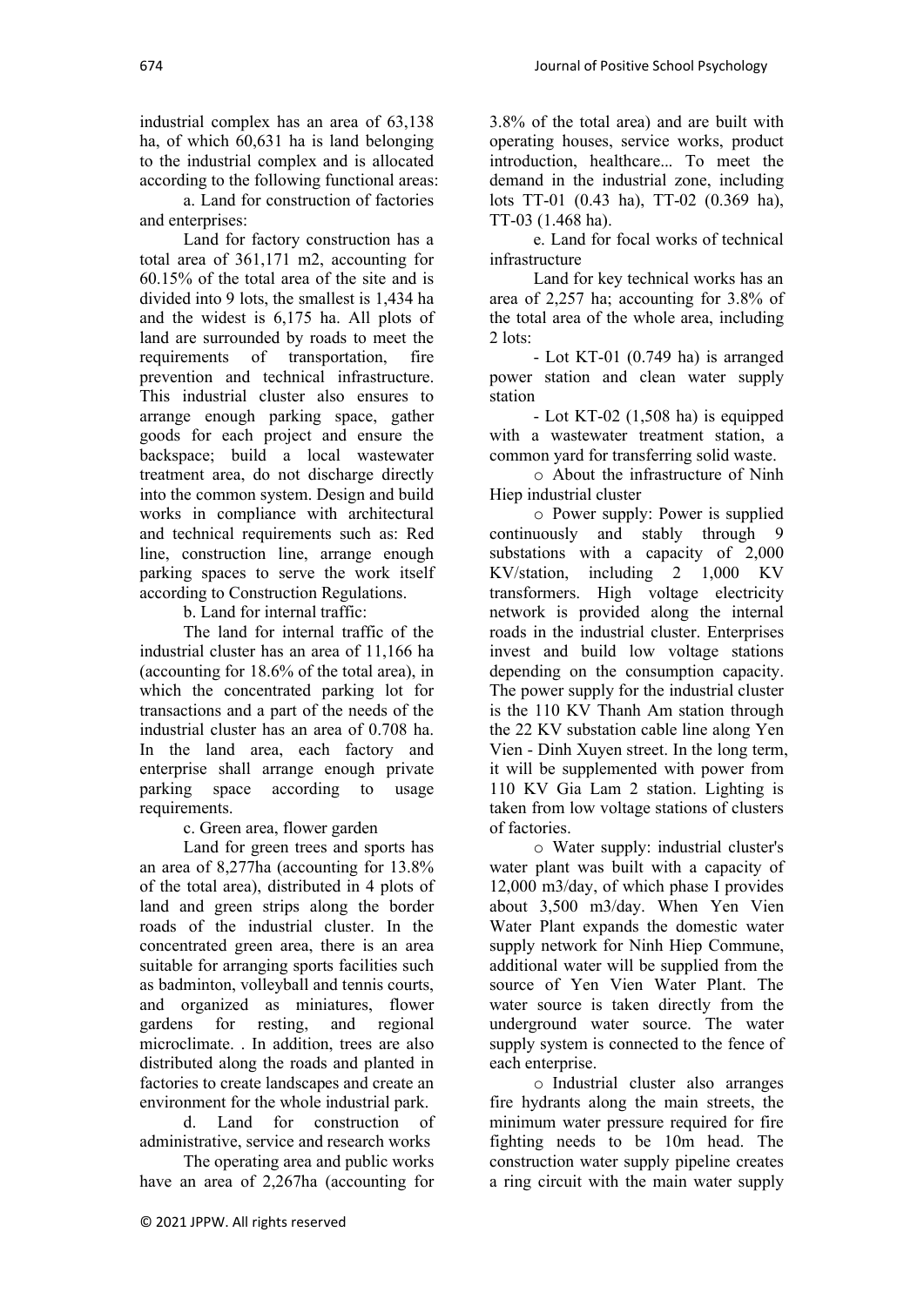industrial complex has an area of 63,138 ha, of which 60,631 ha is land belonging to the industrial complex and is allocated according to the following functional areas:

a. Land for construction of factories and enterprises:

Land for factory construction has a total area of 361,171 m2, accounting for 60.15% of the total area of the site and is divided into 9 lots, the smallest is 1,434 ha and the widest is 6,175 ha. All plots of land are surrounded by roads to meet the requirements of transportation, fire prevention and technical infrastructure. This industrial cluster also ensures to arrange enough parking space, gather goods for each project and ensure the backspace; build a local wastewater treatment area, do not discharge directly into the common system. Design and build works in compliance with architectural and technical requirements such as: Red line, construction line, arrange enough parking spaces to serve the work itself according to Construction Regulations.

b. Land for internal traffic:

The land for internal traffic of the industrial cluster has an area of 11,166 ha (accounting for 18.6% of the total area), in which the concentrated parking lot for transactions and a part of the needs of the industrial cluster has an area of 0.708 ha. In the land area, each factory and enterprise shall arrange enough private parking space according to usage requirements.

c. Green area, flower garden

Land for green trees and sports has an area of 8,277ha (accounting for 13.8% of the total area), distributed in 4 plots of land and green strips along the border roads of the industrial cluster. In the concentrated green area, there is an area suitable for arranging sports facilities such as badminton, volleyball and tennis courts, and organized as miniatures, flower gardens for resting, and regional microclimate. . In addition, trees are also distributed along the roads and planted in factories to create landscapes and create an environment for the whole industrial park.

d. Land for construction of administrative, service and research works

The operating area and public works have an area of 2,267ha (accounting for 3.8% of the total area) and are built with operating houses, service works, product introduction, healthcare... To meet the demand in the industrial zone, including lots TT-01 (0.43 ha), TT-02 (0.369 ha), TT-03 (1.468 ha).

e. Land for focal works of technical infrastructure

Land for key technical works has an area of 2,257 ha; accounting for 3.8% of the total area of the whole area, including 2 lots:

- Lot KT-01 (0.749 ha) is arranged power station and clean water supply station
- Lot KT-02 (1,508 ha) is equipped with a wastewater treatment station, a common yard for transferring solid waste.

o About the infrastructure of Ninh Hiep industrial cluster

o Power supply: Power is supplied continuously and stably through 9 substations with a capacity of 2,000 KV/station, including 2 1,000 KV transformers. High voltage electricity network is provided along the internal roads in the industrial cluster. Enterprises invest and build low voltage stations depending on the consumption capacity. The power supply for the industrial cluster is the 110 KV Thanh Am station through the 22 KV substation cable line along Yen Vien - Dinh Xuyen street. In the long term, it will be supplemented with power from 110 KV Gia Lam 2 station. Lighting is taken from low voltage stations of clusters of factories.

o Water supply: industrial cluster's water plant was built with a capacity of 12,000 m3/day, of which phase I provides about 3,500 m3/day. When Yen Vien Water Plant expands the domestic water supply network for Ninh Hiep Commune, additional water will be supplied from the source of Yen Vien Water Plant. The water source is taken directly from the underground water source. The water supply system is connected to the fence of each enterprise.

o Industrial cluster also arranges fire hydrants along the main streets, the minimum water pressure required for fire fighting needs to be 10m head. The construction water supply pipeline creates a ring circuit with the main water supply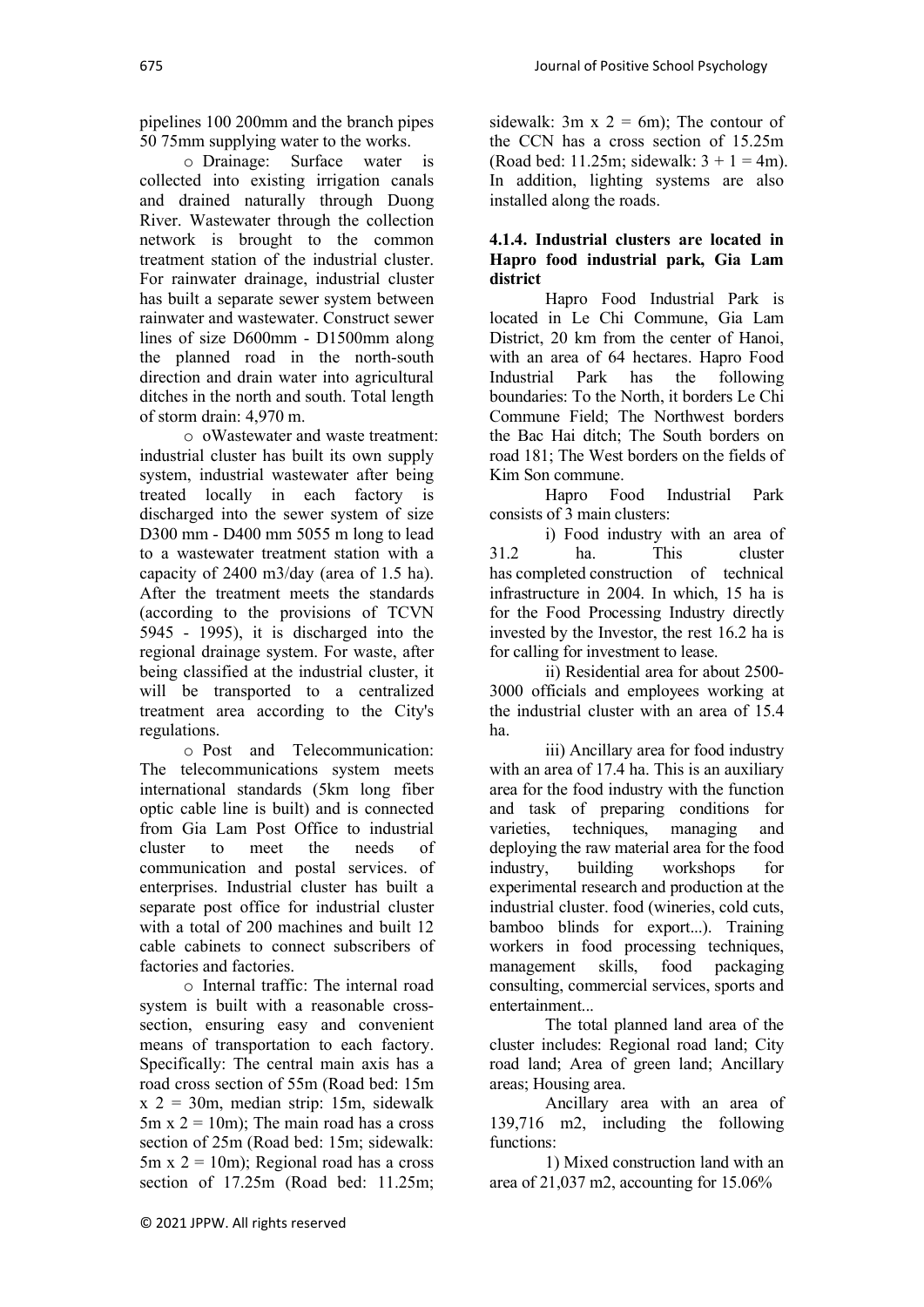pipelines 100 200mm and the branch pipes 50 75mm supplying water to the works.

- Drainage: Surface water is collected into existing irrigation canals and drained naturally through Duong River. Wastewater through the collection network is brought to the common treatment station of the industrial cluster. For rainwater drainage, industrial cluster has built a separate sewer system between rainwater and wastewater. Construct sewer lines of size D600mm - D1500mm along the planned road in the north-south direction and drain water into agricultural ditches in the north and south. Total length of storm drain: 4,970 m.

- oWastewater and waste treatment: industrial cluster has built its own supply system, industrial wastewater after being treated locally in each factory is discharged into the sewer system of size D300 mm - D400 mm 5055 m long to lead to a wastewater treatment station with a capacity of 2400 m3/day (area of 1.5 ha). After the treatment meets the standards (according to the provisions of TCVN 5945 - 1995), it is discharged into the regional drainage system. For waste, after being classified at the industrial cluster, it will be transported to a centralized treatment area according to the City's regulations.

- Post and Telecommunication: The telecommunications system meets international standards (5km long fiber optic cable line is built) and is connected from Gia Lam Post Office to industrial cluster to meet the needs of communication and postal services. of enterprises. Industrial cluster has built a separate post office for industrial cluster with a total of 200 machines and built 12 cable cabinets to connect subscribers of factories and factories.

- Internal traffic: The internal road system is built with a reasonable cross-section, ensuring easy and convenient means of transportation to each factory. Specifically: The central main axis has a road cross section of 55m (Road bed: 15m x 2 = 30m, median strip: 15m, sidewalk 5m x 2 = 10m); The main road has a cross section of 25m (Road bed: 15m; sidewalk: 5m x 2 = 10m); Regional road has a cross section of 17.25m (Road bed: 11.25m; sidewalk: 3m x 2 = 6m); The contour of the CCN has a cross section of 15.25m (Road bed: 11.25m; sidewalk: 3 + 1 = 4m). In addition, lighting systems are also installed along the roads.

#### 4.1.4. Industrial clusters are located in Hapro food industrial park, Gia Lam district

Hapro Food Industrial Park is located in Le Chi Commune, Gia Lam District, 20 km from the center of Hanoi, with an area of 64 hectares. Hapro Food Industrial Park has the following boundaries: To the North, it borders Le Chi Commune Field; The Northwest borders the Bac Hai ditch; The South borders on road 181; The West borders on the fields of Kim Son commune.

Hapro Food Industrial Park consists of 3 main clusters:

i) Food industry with an area of 31.2 ha. This cluster has completed construction of technical infrastructure in 2004. In which, 15 ha is for the Food Processing Industry directly invested by the Investor, the rest 16.2 ha is for calling for investment to lease.

ii) Residential area for about 2500-3000 officials and employees working at the industrial cluster with an area of 15.4 ha.

iii) Ancillary area for food industry with an area of 17.4 ha. This is an auxiliary area for the food industry with the function and task of preparing conditions for varieties, techniques, managing and deploying the raw material area for the food industry, building workshops for experimental research and production at the industrial cluster. food (wineries, cold cuts, bamboo blinds for export...). Training workers in food processing techniques, management skills, food packaging consulting, commercial services, sports and entertainment...

The total planned land area of the cluster includes: Regional road land; City road land; Area of green land; Ancillary areas; Housing area.

Ancillary area with an area of 139,716 m2, including the following functions:

1) Mixed construction land with an area of 21,037 m2, accounting for 15.06%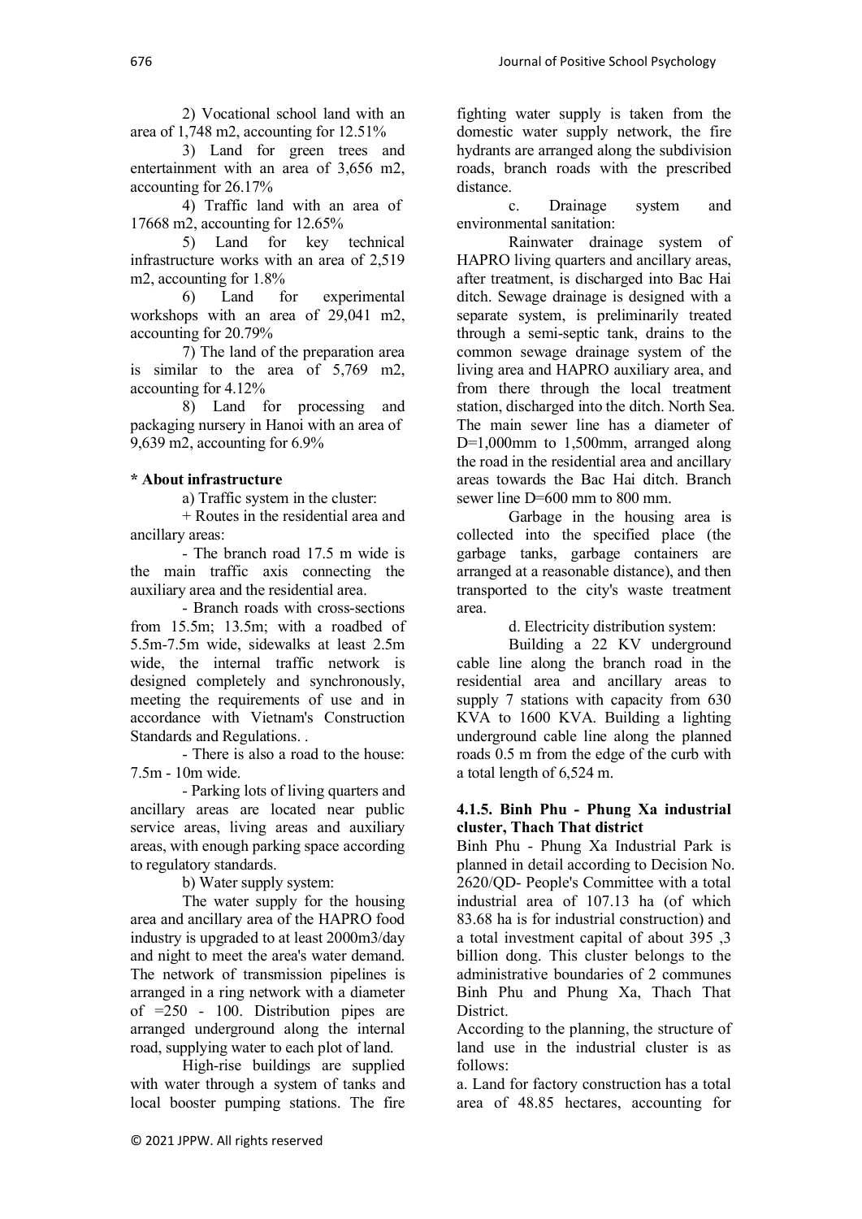2) Vocational school land with an area of 1,748 m2, accounting for 12.51%

3) Land for green trees and entertainment with an area of 3,656 m2, accounting for 26.17%

4) Traffic land with an area of 17668 m2, accounting for 12.65%

5) Land for key technical infrastructure works with an area of 2,519 m2, accounting for 1.8%

6) Land for experimental workshops with an area of 29,041 m2, accounting for 20.79%

7) The land of the preparation area is similar to the area of 5,769 m2, accounting for 4.12%

8) Land for processing and packaging nursery in Hanoi with an area of 9,639 m2, accounting for 6.9%

**\* About infrastructure**

a) Traffic system in the cluster:

+ Routes in the residential area and ancillary areas:

- The branch road 17.5 m wide is the main traffic axis connecting the auxiliary area and the residential area.

- Branch roads with cross-sections from 15.5m; 13.5m; with a roadbed of 5.5m-7.5m wide, sidewalks at least 2.5m wide, the internal traffic network is designed completely and synchronously, meeting the requirements of use and in accordance with Vietnam's Construction Standards and Regulations. .

- There is also a road to the house: 7.5m - 10m wide.

- Parking lots of living quarters and ancillary areas are located near public service areas, living areas and auxiliary areas, with enough parking space according to regulatory standards.

b) Water supply system:

The water supply for the housing area and ancillary area of the HAPRO food industry is upgraded to at least 2000m3/day and night to meet the area's water demand. The network of transmission pipelines is arranged in a ring network with a diameter of =250 - 100. Distribution pipes are arranged underground along the internal road, supplying water to each plot of land.

High-rise buildings are supplied with water through a system of tanks and local booster pumping stations. The fire fighting water supply is taken from the domestic water supply network, the fire hydrants are arranged along the subdivision roads, branch roads with the prescribed distance.

c. Drainage system and environmental sanitation:

Rainwater drainage system of HAPRO living quarters and ancillary areas, after treatment, is discharged into Bac Hai ditch. Sewage drainage is designed with a separate system, is preliminarily treated through a semi-septic tank, drains to the common sewage drainage system of the living area and HAPRO auxiliary area, and from there through the local treatment station, discharged into the ditch. North Sea. The main sewer line has a diameter of D=1,000mm to 1,500mm, arranged along the road in the residential area and ancillary areas towards the Bac Hai ditch. Branch sewer line D=600 mm to 800 mm.

Garbage in the housing area is collected into the specified place (the garbage tanks, garbage containers are arranged at a reasonable distance), and then transported to the city's waste treatment area.

d. Electricity distribution system:

Building a 22 KV underground cable line along the branch road in the residential area and ancillary areas to supply 7 stations with capacity from 630 KVA to 1600 KVA. Building a lighting underground cable line along the planned roads 0.5 m from the edge of the curb with a total length of 6,524 m.

#### 4.1.5. Binh Phu - Phung Xa industrial cluster, Thach That district

Binh Phu - Phung Xa Industrial Park is planned in detail according to Decision No. 2620/QD- People's Committee with a total industrial area of 107.13 ha (of which 83.68 ha is for industrial construction) and a total investment capital of about 395 ,3 billion dong. This cluster belongs to the administrative boundaries of 2 communes Binh Phu and Phung Xa, Thach That District.

According to the planning, the structure of land use in the industrial cluster is as follows:

a. Land for factory construction has a total area of 48.85 hectares, accounting for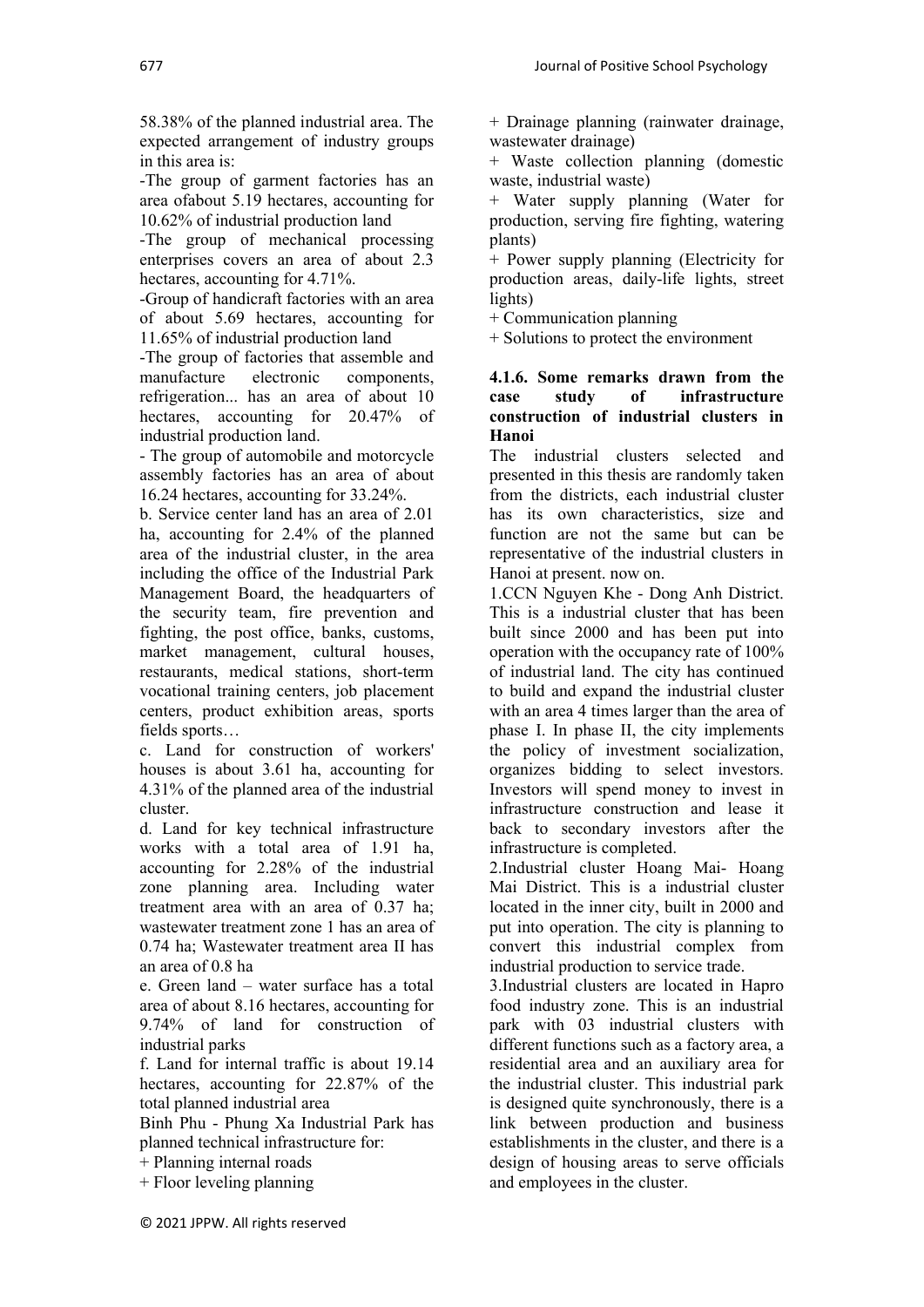58.38% of the planned industrial area. The expected arrangement of industry groups in this area is:

-The group of garment factories has an area ofabout 5.19 hectares, accounting for 10.62% of industrial production land

-The group of mechanical processing enterprises covers an area of about 2.3 hectares, accounting for 4.71%.

-Group of handicraft factories with an area of about 5.69 hectares, accounting for 11.65% of industrial production land

-The group of factories that assemble and manufacture electronic components, refrigeration... has an area of about 10 hectares, accounting for 20.47% of industrial production land.

- The group of automobile and motorcycle assembly factories has an area of about 16.24 hectares, accounting for 33.24%.

b. Service center land has an area of 2.01 ha, accounting for 2.4% of the planned area of the industrial cluster, in the area including the office of the Industrial Park Management Board, the headquarters of the security team, fire prevention and fighting, the post office, banks, customs, market management, cultural houses, restaurants, medical stations, short-term vocational training centers, job placement centers, product exhibition areas, sports fields sports…

c. Land for construction of workers' houses is about 3.61 ha, accounting for 4.31% of the planned area of the industrial cluster.

d. Land for key technical infrastructure works with a total area of 1.91 ha, accounting for 2.28% of the industrial zone planning area. Including water treatment area with an area of 0.37 ha; wastewater treatment zone 1 has an area of 0.74 ha; Wastewater treatment area II has an area of 0.8 ha

e. Green land – water surface has a total area of about 8.16 hectares, accounting for 9.74% of land for construction of industrial parks

f. Land for internal traffic is about 19.14 hectares, accounting for 22.87% of the total planned industrial area

Binh Phu - Phung Xa Industrial Park has planned technical infrastructure for:

+ Planning internal roads

+ Floor leveling planning

+ Drainage planning (rainwater drainage, wastewater drainage)

+ Waste collection planning (domestic waste, industrial waste)

+ Water supply planning (Water for production, serving fire fighting, watering plants)

+ Power supply planning (Electricity for production areas, daily-life lights, street lights)

+ Communication planning

+ Solutions to protect the environment

#### 4.1.6. Some remarks drawn from the case study of infrastructure construction of industrial clusters in Hanoi

The industrial clusters selected and presented in this thesis are randomly taken from the districts, each industrial cluster has its own characteristics, size and function are not the same but can be representative of the industrial clusters in Hanoi at present. now on.

1.CCN Nguyen Khe - Dong Anh District. This is a industrial cluster that has been built since 2000 and has been put into operation with the occupancy rate of 100% of industrial land. The city has continued to build and expand the industrial cluster with an area 4 times larger than the area of phase I. In phase II, the city implements the policy of investment socialization, organizes bidding to select investors. Investors will spend money to invest in infrastructure construction and lease it back to secondary investors after the infrastructure is completed.

2.Industrial cluster Hoang Mai- Hoang Mai District. This is a industrial cluster located in the inner city, built in 2000 and put into operation. The city is planning to convert this industrial complex from industrial production to service trade.

3.Industrial clusters are located in Hapro food industry zone. This is an industrial park with 03 industrial clusters with different functions such as a factory area, a residential area and an auxiliary area for the industrial cluster. This industrial park is designed quite synchronously, there is a link between production and business establishments in the cluster, and there is a design of housing areas to serve officials and employees in the cluster.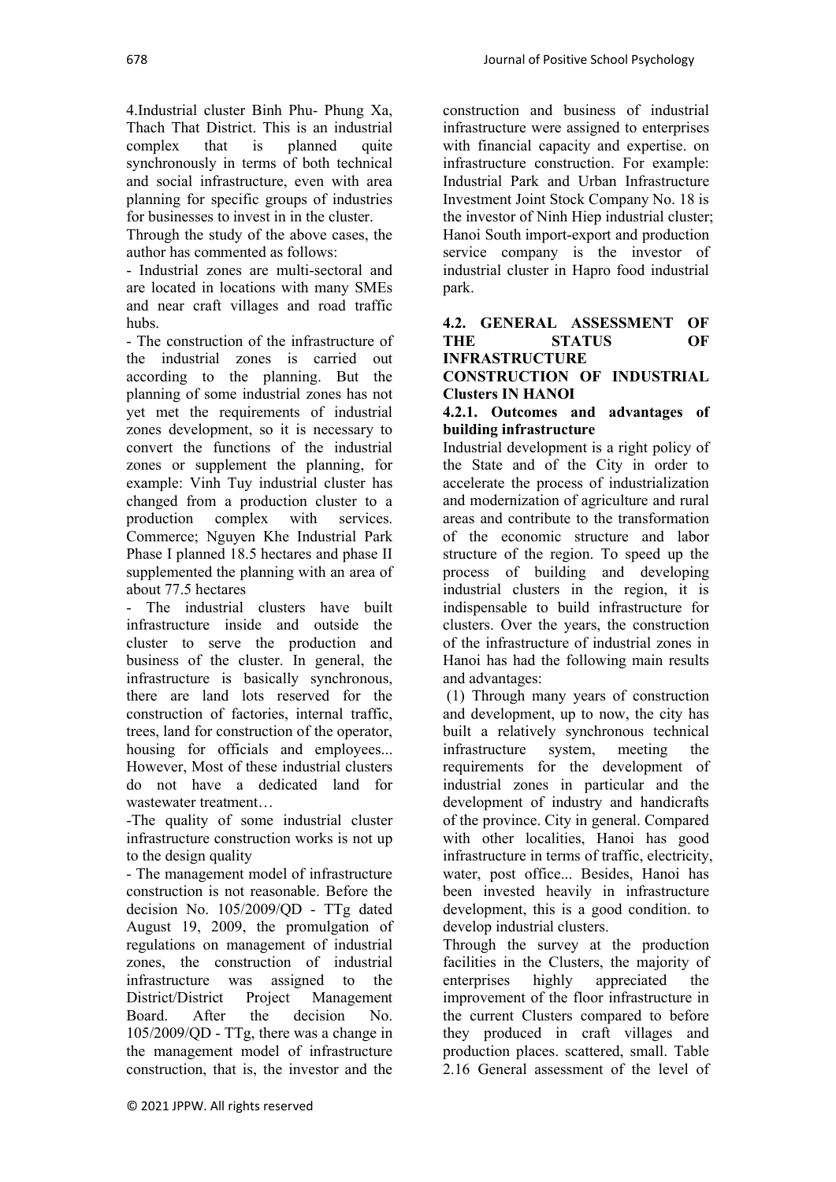4.Industrial cluster Binh Phu- Phung Xa, Thach That District. This is an industrial complex that is planned quite synchronously in terms of both technical and social infrastructure, even with area planning for specific groups of industries for businesses to invest in in the cluster.

Through the study of the above cases, the author has commented as follows:

- Industrial zones are multi-sectoral and are located in locations with many SMEs and near craft villages and road traffic hubs.
- The construction of the infrastructure of the industrial zones is carried out according to the planning. But the planning of some industrial zones has not yet met the requirements of industrial zones development, so it is necessary to convert the functions of the industrial zones or supplement the planning, for example: Vinh Tuy industrial cluster has changed from a production cluster to a production complex with services. Commerce; Nguyen Khe Industrial Park Phase I planned 18.5 hectares and phase II supplemented the planning with an area of about 77.5 hectares
- The industrial clusters have built infrastructure inside and outside the cluster to serve the production and business of the cluster. In general, the infrastructure is basically synchronous, there are land lots reserved for the construction of factories, internal traffic, trees, land for construction of the operator, housing for officials and employees... However, Most of these industrial clusters do not have a dedicated land for wastewater treatment…
- The quality of some industrial cluster infrastructure construction works is not up to the design quality
- The management model of infrastructure construction is not reasonable. Before the decision No. 105/2009/QD - TTg dated August 19, 2009, the promulgation of regulations on management of industrial zones, the construction of industrial infrastructure was assigned to the District/District Project Management Board. After the decision No. 105/2009/QD - TTg, there was a change in the management model of infrastructure construction, that is, the investor and the construction and business of industrial infrastructure were assigned to enterprises with financial capacity and expertise. on infrastructure construction. For example: Industrial Park and Urban Infrastructure Investment Joint Stock Company No. 18 is the investor of Ninh Hiep industrial cluster; Hanoi South import-export and production service company is the investor of industrial cluster in Hapro food industrial park.

## 4.2. GENERAL ASSESSMENT OF THE STATUS OF INFRASTRUCTURE CONSTRUCTION OF INDUSTRIAL Clusters IN HANOI

### 4.2.1. Outcomes and advantages of building infrastructure

Industrial development is a right policy of the State and of the City in order to accelerate the process of industrialization and modernization of agriculture and rural areas and contribute to the transformation of the economic structure and labor structure of the region. To speed up the process of building and developing industrial clusters in the region, it is indispensable to build infrastructure for clusters. Over the years, the construction of the infrastructure of industrial zones in Hanoi has had the following main results and advantages:

(1) Through many years of construction and development, up to now, the city has built a relatively synchronous technical infrastructure system, meeting the requirements for the development of industrial zones in particular and the development of industry and handicrafts of the province. City in general. Compared with other localities, Hanoi has good infrastructure in terms of traffic, electricity, water, post office... Besides, Hanoi has been invested heavily in infrastructure development, this is a good condition. to develop industrial clusters.

Through the survey at the production facilities in the Clusters, the majority of enterprises highly appreciated the improvement of the floor infrastructure in the current Clusters compared to before they produced in craft villages and production places. scattered, small. Table 2.16 General assessment of the level of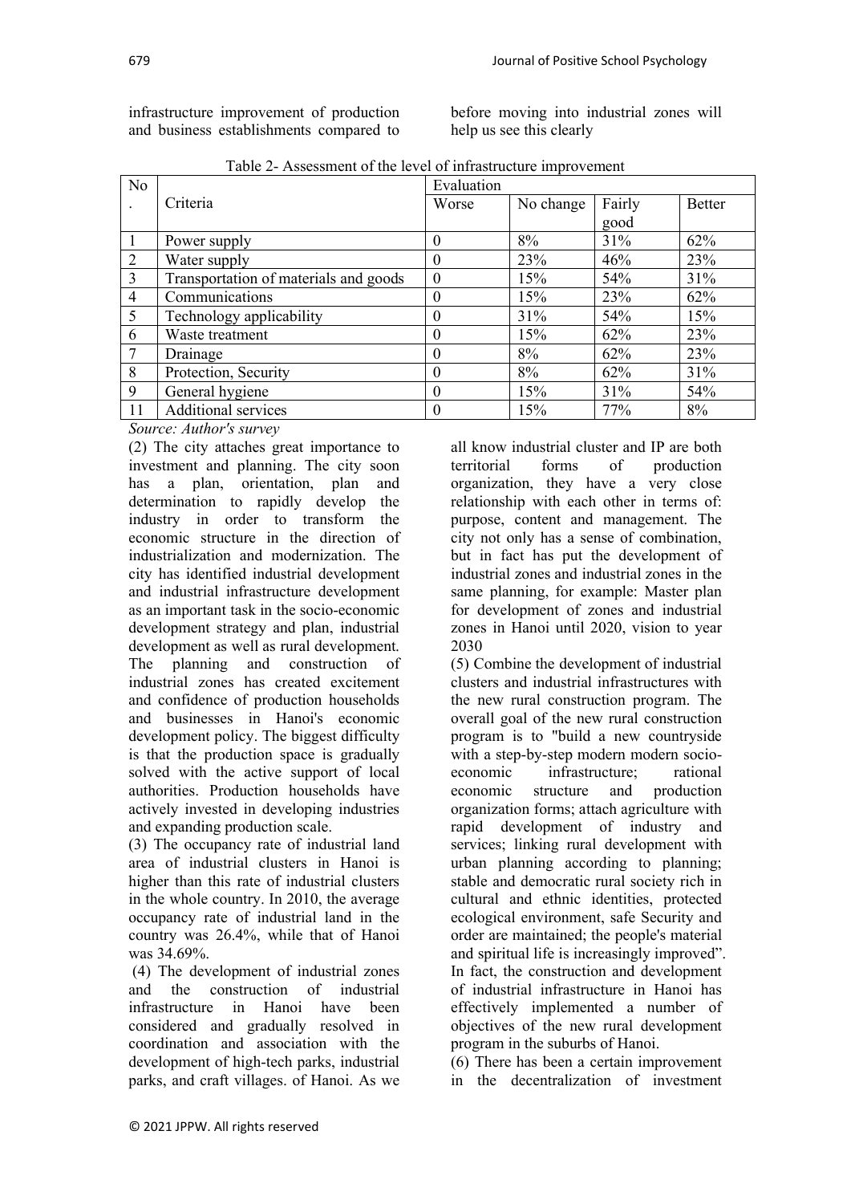infrastructure improvement of production and business establishments compared to before moving into industrial zones will help us see this clearly

Table 2- Assessment of the level of infrastructure improvement

| No. | Criteria | Evaluation | | | |
|---|---|---|---|---|---|
| | | Worse | No change | Fairly good | Better |
| 1 | Power supply | 0 | 8% | 31% | 62% |
| 2 | Water supply | 0 | 23% | 46% | 23% |
| 3 | Transportation of materials and goods | 0 | 15% | 54% | 31% |
| 4 | Communications | 0 | 15% | 23% | 62% |
| 5 | Technology applicability | 0 | 31% | 54% | 15% |
| 6 | Waste treatment | 0 | 15% | 62% | 23% |
| 7 | Drainage | 0 | 8% | 62% | 23% |
| 8 | Protection, Security | 0 | 8% | 62% | 31% |
| 9 | General hygiene | 0 | 15% | 31% | 54% |
| 11 | Additional services | 0 | 15% | 77% | 8% |

*Source: Author's survey*

(2) The city attaches great importance to investment and planning. The city soon has a plan, orientation, plan and determination to rapidly develop the industry in order to transform the economic structure in the direction of industrialization and modernization. The city has identified industrial development and industrial infrastructure development as an important task in the socio-economic development strategy and plan, industrial development as well as rural development. The planning and construction of industrial zones has created excitement and confidence of production households and businesses in Hanoi's economic development policy. The biggest difficulty is that the production space is gradually solved with the active support of local authorities. Production households have actively invested in developing industries and expanding production scale.

(3) The occupancy rate of industrial land area of industrial clusters in Hanoi is higher than this rate of industrial clusters in the whole country. In 2010, the average occupancy rate of industrial land in the country was 26.4%, while that of Hanoi was 34.69%.

(4) The development of industrial zones and the construction of industrial infrastructure in Hanoi have been considered and gradually resolved in coordination and association with the development of high-tech parks, industrial parks, and craft villages. of Hanoi. As we all know industrial cluster and IP are both territorial forms of production organization, they have a very close relationship with each other in terms of: purpose, content and management. The city not only has a sense of combination, but in fact has put the development of industrial zones and industrial zones in the same planning, for example: Master plan for development of zones and industrial zones in Hanoi until 2020, vision to year 2030

(5) Combine the development of industrial clusters and industrial infrastructures with the new rural construction program. The overall goal of the new rural construction program is to "build a new countryside with a step-by-step modern modern socio-economic infrastructure; rational economic structure and production organization forms; attach agriculture with rapid development of industry and services; linking rural development with urban planning according to planning; stable and democratic rural society rich in cultural and ethnic identities, protected ecological environment, safe Security and order are maintained; the people's material and spiritual life is increasingly improved". In fact, the construction and development of industrial infrastructure in Hanoi has effectively implemented a number of objectives of the new rural development program in the suburbs of Hanoi.

(6) There has been a certain improvement in the decentralization of investment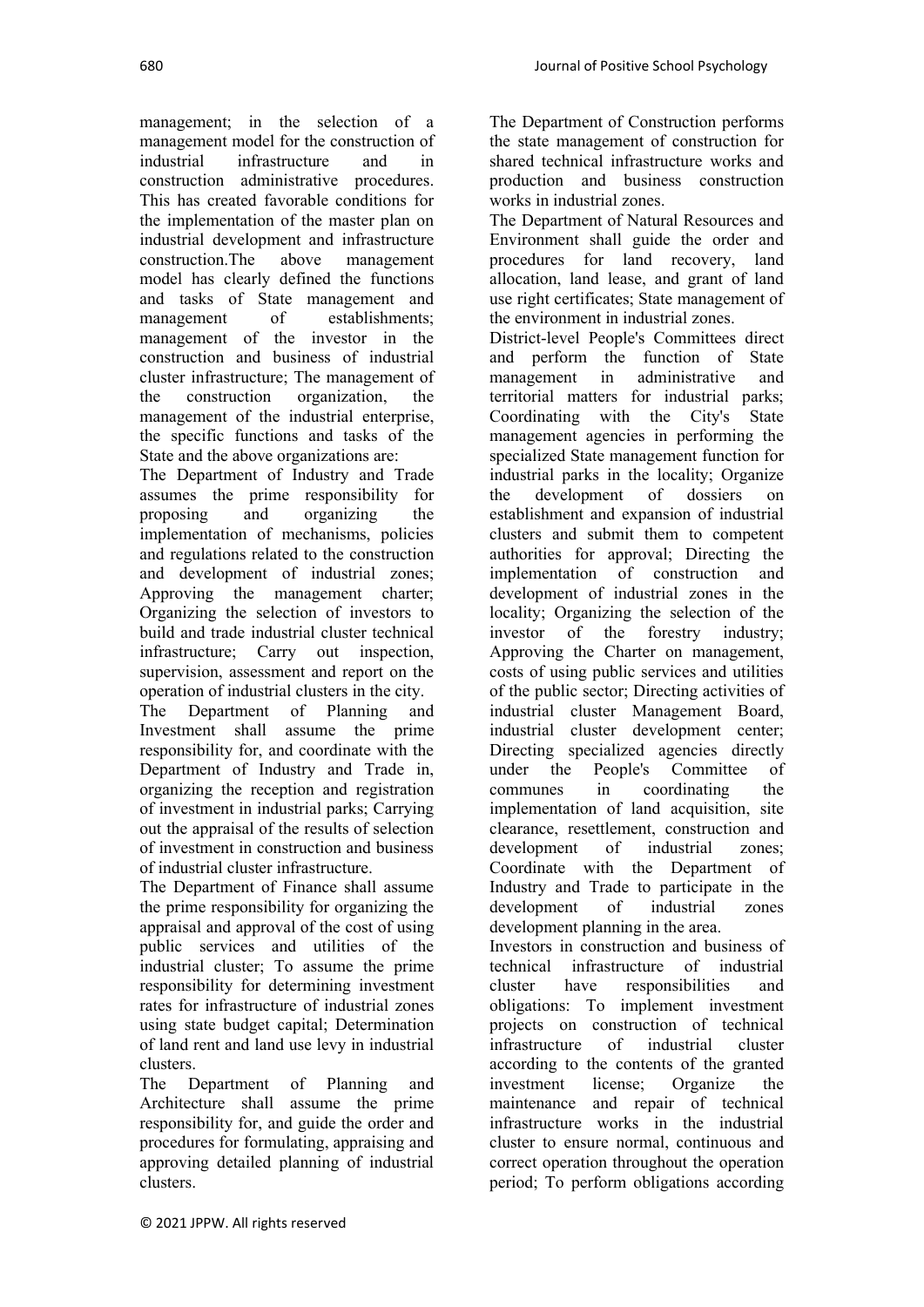management; in the selection of a management model for the construction of industrial infrastructure and in construction administrative procedures. This has created favorable conditions for the implementation of the master plan on industrial development and infrastructure construction.The above management model has clearly defined the functions and tasks of State management and management of establishments; management of the investor in the construction and business of industrial cluster infrastructure; The management of the construction organization, the management of the industrial enterprise, the specific functions and tasks of the State and the above organizations are:

The Department of Industry and Trade assumes the prime responsibility for proposing and organizing the implementation of mechanisms, policies and regulations related to the construction and development of industrial zones; Approving the management charter; Organizing the selection of investors to build and trade industrial cluster technical infrastructure; Carry out inspection, supervision, assessment and report on the operation of industrial clusters in the city.

The Department of Planning and Investment shall assume the prime responsibility for, and coordinate with the Department of Industry and Trade in, organizing the reception and registration of investment in industrial parks; Carrying out the appraisal of the results of selection of investment in construction and business of industrial cluster infrastructure.

The Department of Finance shall assume the prime responsibility for organizing the appraisal and approval of the cost of using public services and utilities of the industrial cluster; To assume the prime responsibility for determining investment rates for infrastructure of industrial zones using state budget capital; Determination of land rent and land use levy in industrial clusters.

The Department of Planning and Architecture shall assume the prime responsibility for, and guide the order and procedures for formulating, appraising and approving detailed planning of industrial clusters.

The Department of Construction performs the state management of construction for shared technical infrastructure works and production and business construction works in industrial zones.

The Department of Natural Resources and Environment shall guide the order and procedures for land recovery, land allocation, land lease, and grant of land use right certificates; State management of the environment in industrial zones.

District-level People's Committees direct and perform the function of State management in administrative and territorial matters for industrial parks; Coordinating with the City's State management agencies in performing the specialized State management function for industrial parks in the locality; Organize the development of dossiers on establishment and expansion of industrial clusters and submit them to competent authorities for approval; Directing the implementation of construction and development of industrial zones in the locality; Organizing the selection of the investor of the forestry industry; Approving the Charter on management, costs of using public services and utilities of the public sector; Directing activities of industrial cluster Management Board, industrial cluster development center; Directing specialized agencies directly under the People's Committee of communes in coordinating the implementation of land acquisition, site clearance, resettlement, construction and development of industrial zones; Coordinate with the Department of Industry and Trade to participate in the development of industrial zones development planning in the area.

Investors in construction and business of technical infrastructure of industrial cluster have responsibilities and obligations: To implement investment projects on construction of technical infrastructure of industrial cluster according to the contents of the granted investment license; Organize the maintenance and repair of technical infrastructure works in the industrial cluster to ensure normal, continuous and correct operation throughout the operation period; To perform obligations according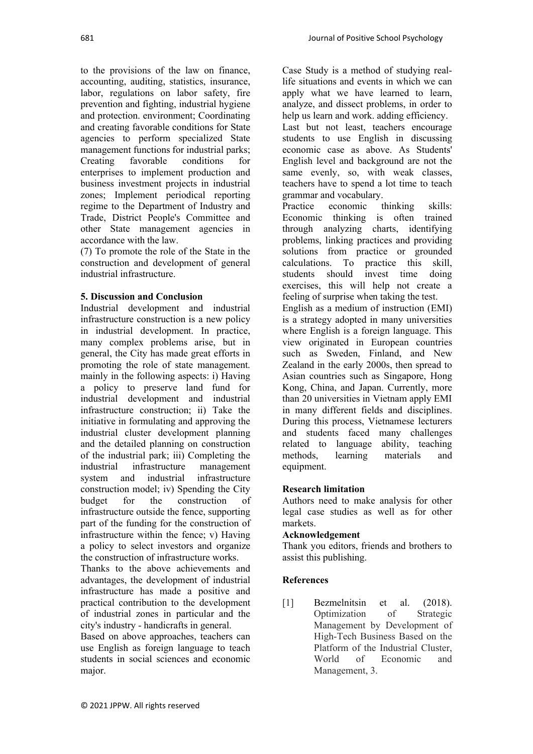to the provisions of the law on finance, accounting, auditing, statistics, insurance, labor, regulations on labor safety, fire prevention and fighting, industrial hygiene and protection. environment; Coordinating and creating favorable conditions for State agencies to perform specialized State management functions for industrial parks; Creating favorable conditions for enterprises to implement production and business investment projects in industrial zones; Implement periodical reporting regime to the Department of Industry and Trade, District People's Committee and other State management agencies in accordance with the law.

(7) To promote the role of the State in the construction and development of general industrial infrastructure.

## 5. Discussion and Conclusion

Industrial development and industrial infrastructure construction is a new policy in industrial development. In practice, many complex problems arise, but in general, the City has made great efforts in promoting the role of state management. mainly in the following aspects: i) Having a policy to preserve land fund for industrial development and industrial infrastructure construction; ii) Take the initiative in formulating and approving the industrial cluster development planning and the detailed planning on construction of the industrial park; iii) Completing the industrial infrastructure management system and industrial infrastructure construction model; iv) Spending the City budget for the construction of infrastructure outside the fence, supporting part of the funding for the construction of infrastructure within the fence; v) Having a policy to select investors and organize the construction of infrastructure works.

Thanks to the above achievements and advantages, the development of industrial infrastructure has made a positive and practical contribution to the development of industrial zones in particular and the city's industry - handicrafts in general.

Based on above approaches, teachers can use English as foreign language to teach students in social sciences and economic major.

Case Study is a method of studying real-life situations and events in which we can apply what we have learned to learn, analyze, and dissect problems, in order to help us learn and work. adding efficiency.

Last but not least, teachers encourage students to use English in discussing economic case as above. As Students' English level and background are not the same evenly, so, with weak classes, teachers have to spend a lot time to teach grammar and vocabulary.

Practice economic thinking skills: Economic thinking is often trained through analyzing charts, identifying problems, linking practices and providing solutions from practice or grounded calculations. To practice this skill, students should invest time doing exercises, this will help not create a feeling of surprise when taking the test.

English as a medium of instruction (EMI) is a strategy adopted in many universities where English is a foreign language. This view originated in European countries such as Sweden, Finland, and New Zealand in the early 2000s, then spread to Asian countries such as Singapore, Hong Kong, China, and Japan. Currently, more than 20 universities in Vietnam apply EMI in many different fields and disciplines. During this process, Vietnamese lecturers and students faced many challenges related to language ability, teaching methods, learning materials and equipment.

### Research limitation

Authors need to make analysis for other legal case studies as well as for other markets.

### Acknowledgement

Thank you editors, friends and brothers to assist this publishing.

## References

[1] Bezmelnitsin et al. (2018). Optimization of Strategic Management by Development of High-Tech Business Based on the Platform of the Industrial Cluster, World of Economic and Management, 3.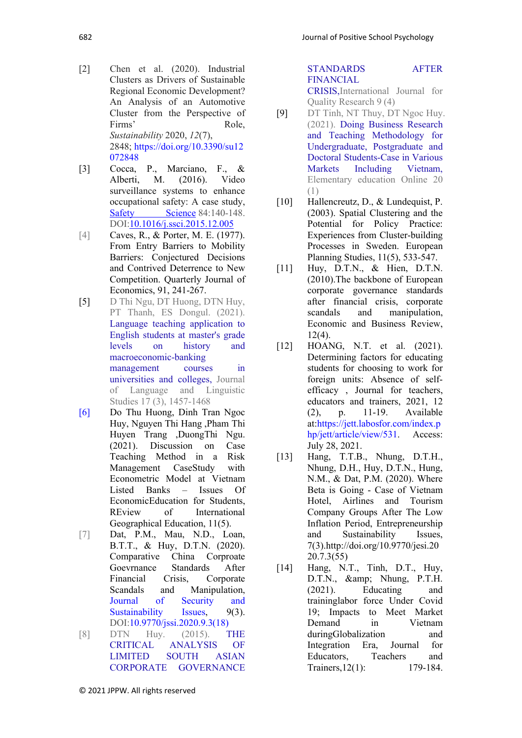[2] Chen et al. (2020). Industrial Clusters as Drivers of Sustainable Regional Economic Development? An Analysis of an Automotive Cluster from the Perspective of Firms' Role, *Sustainability* 2020, *12*(7), 2848; https://doi.org/10.3390/su12072848

[3] Cocca, P., Marciano, F., & Alberti, M. (2016). Video surveillance systems to enhance occupational safety: A case study, Safety Science 84:140-148. DOI:10.1016/j.ssci.2015.12.005

[4] Caves, R., & Porter, M. E. (1977). From Entry Barriers to Mobility Barriers: Conjectured Decisions and Contrived Deterrence to New Competition. Quarterly Journal of Economics, 91, 241-267.

[5] D Thi Ngu, DT Huong, DTN Huy, PT Thanh, ES Dongul. (2021). Language teaching application to English students at master's grade levels on history and macroeconomic-banking management courses in universities and colleges, Journal of Language and Linguistic Studies 17 (3), 1457-1468

[6] Do Thu Huong, Dinh Tran Ngoc Huy, Nguyen Thi Hang ,Pham Thi Huyen Trang ,DuongThi Ngu. (2021). Discussion on Case Teaching Method in a Risk Management CaseStudy with Econometric Model at Vietnam Listed Banks – Issues Of EconomicEducation for Students, REview of International Geographical Education, 11(5).

[7] Dat, P.M., Mau, N.D., Loan, B.T.T., & Huy, D.T.N. (2020). Comparative China Corproate Goevrnance Standards After Financial Crisis, Corporate Scandals and Manipulation, Journal of Security and Sustainability Issues, 9(3). DOI:10.9770/jssi.2020.9.3(18)

[8] DTN Huy. (2015). THE CRITICAL ANALYSIS OF LIMITED SOUTH ASIAN CORPORATE GOVERNANCE STANDARDS AFTER FINANCIAL CRISIS,International Journal for Quality Research 9 (4)

[9] DT Tinh, NT Thuy, DT Ngoc Huy. (2021). Doing Business Research and Teaching Methodology for Undergraduate, Postgraduate and Doctoral Students-Case in Various Markets Including Vietnam, Elementary education Online 20 (1)

[10] Hallencreutz, D., & Lundequist, P. (2003). Spatial Clustering and the Potential for Policy Practice: Experiences from Cluster-building Processes in Sweden. European Planning Studies, 11(5), 533-547.

[11] Huy, D.T.N., & Hien, D.T.N. (2010).The backbone of European corporate governance standards after financial crisis, corporate scandals and manipulation, Economic and Business Review, 12(4).

[12] HOANG, N.T. et al. (2021). Determining factors for educating students for choosing to work for foreign units: Absence of self-efficacy , Journal for teachers, educators and trainers, 2021, 12 (2), p. 11-19. Available at:https://jett.labosfor.com/index.php/jett/article/view/531. Access: July 28, 2021.

[13] Hang, T.T.B., Nhung, D.T.H., Nhung, D.H., Huy, D.T.N., Hung, N.M., & Dat, P.M. (2020). Where Beta is Going - Case of Vietnam Hotel, Airlines and Tourism Company Groups After The Low Inflation Period, Entrepreneurship and Sustainability Issues, 7(3).http://doi.org/10.9770/jesi.2020.7.3(55)

[14] Hang, N.T., Tinh, D.T., Huy, D.T.N., &amp; Nhung, P.T.H. (2021). Educating and traininglabor force Under Covid 19; Impacts to Meet Market Demand in Vietnam duringGlobalization and Integration Era, Journal for Educators, Teachers and Trainers,12(1): 179-184.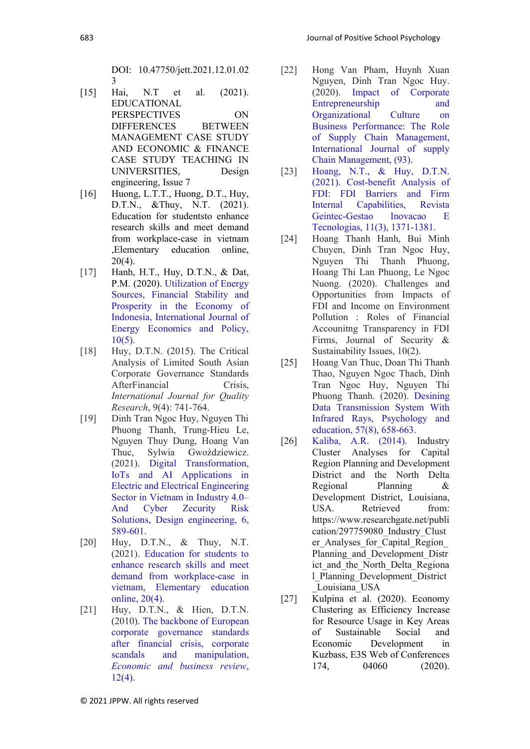DOI: 10.47750/jett.2021.12.01.02 3

[15] Hai, N.T et al. (2021). EDUCATIONAL PERSPECTIVES ON DIFFERENCES BETWEEN MANAGEMENT CASE STUDY AND ECONOMIC & FINANCE CASE STUDY TEACHING IN UNIVERSITIES, Design engineering, Issue 7

[16] Huong, L.T.T., Huong, D.T., Huy, D.T.N., &Thuy, N.T. (2021). Education for studentsto enhance research skills and meet demand from workplace-case in vietnam ,Elementary education online, 20(4).

[17] Hanh, H.T., Huy, D.T.N., & Dat, P.M. (2020). Utilization of Energy Sources, Financial Stability and Prosperity in the Economy of Indonesia, International Journal of Energy Economics and Policy, 10(5).

[18] Huy, D.T.N. (2015). The Critical Analysis of Limited South Asian Corporate Governance Standards AfterFinancial Crisis, *International Journal for Quality Research*, 9(4): 741-764.

[19] Dinh Tran Ngoc Huy, Nguyen Thi Phuong Thanh, Trung-Hieu Le, Nguyen Thuy Dung, Hoang Van Thuc, Sylwia Gwoździewicz. (2021). Digital Transformation, IoTs and AI Applications in Electric and Electrical Engineering Sector in Vietnam in Industry 4.0– And Cyber Zecurity Risk Solutions, Design engineering, 6, 589-601.

[20] Huy, D.T.N., & Thuy, N.T. (2021). Education for students to enhance research skills and meet demand from workplace-case in vietnam, Elementary education online, 20(4).

[21] Huy, D.T.N., & Hien, D.T.N. (2010). The backbone of European corporate governance standards after financial crisis, corporate scandals and manipulation, *Economic and business review*, 12(4).

[22] Hong Van Pham, Huynh Xuan Nguyen, Dinh Tran Ngoc Huy. (2020). Impact of Corporate Entrepreneurship and Organizational Culture on Business Performance: The Role of Supply Chain Management, International Journal of supply Chain Management, (93).

[23] Hoang, N.T., & Huy, D.T.N. (2021). Cost-benefit Analysis of FDI: FDI Barriers and Firm Internal Capabilities, Revista Geintec-Gestao Inovacao E Tecnologias, 11(3), 1371-1381.

[24] Hoang Thanh Hanh, Bui Minh Chuyen, Dinh Tran Ngoc Huy, Nguyen Thi Thanh Phuong, Hoang Thi Lan Phuong, Le Ngoc Nuong. (2020). Challenges and Opportunities from Impacts of FDI and Income on Environment Pollution : Roles of Financial Accounitng Transparency in FDI Firms, Journal of Security & Sustainability Issues, 10(2).

[25] Hoang Van Thuc, Doan Thi Thanh Thao, Nguyen Ngoc Thach, Dinh Tran Ngoc Huy, Nguyen Thi Phuong Thanh. (2020). Desining Data Transmission System With Infrared Rays, Psychology and education, 57(8), 658-663.

[26] Kaliba, A.R. (2014). Industry Cluster Analyses for Capital Region Planning and Development District and the North Delta Regional Planning & Development District, Louisiana, USA. Retrieved from: https://www.researchgate.net/publication/297759080_Industry_Cluster_Analyses_for_Capital_Region_Planning_and_Development_District_and_the_North_Delta_Regional_Planning_Development_District_Louisiana_USA

[27] Kulpina et al. (2020). Economy Clustering as Efficiency Increase for Resource Usage in Key Areas of Sustainable Social and Economic Development in Kuzbass, E3S Web of Conferences 174, 04060 (2020).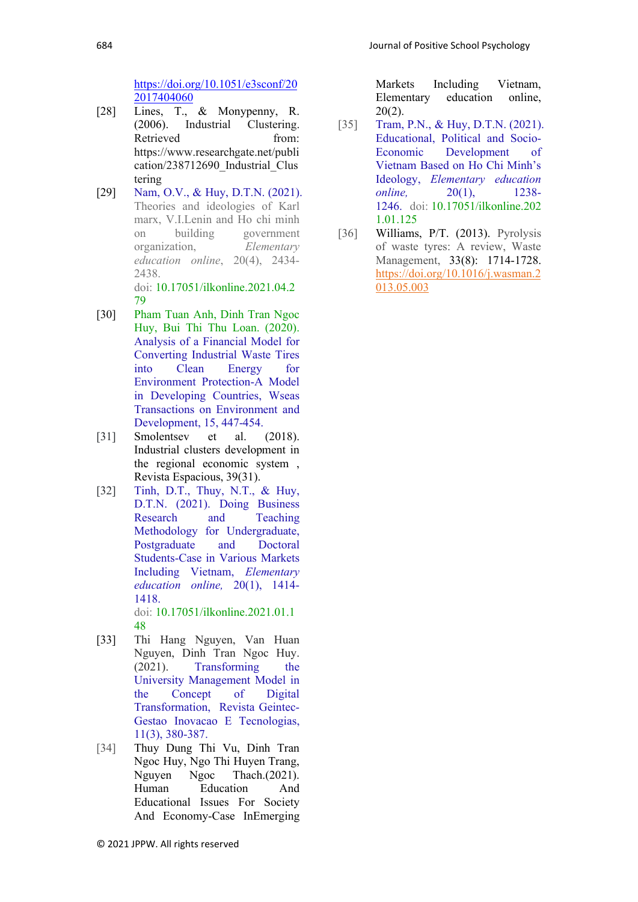https://doi.org/10.1051/e3sconf/202017404060

[28] Lines, T., & Monypenny, R. (2006). Industrial Clustering. Retrieved from: https://www.researchgate.net/publication/238712690_Industrial_Clustering

[29] Nam, O.V., & Huy, D.T.N. (2021). Theories and ideologies of Karl marx, V.I.Lenin and Ho chi minh on building government organization, *Elementary education online*, 20(4), 2434-2438. doi: 10.17051/ilkonline.2021.04.279

[30] Pham Tuan Anh, Dinh Tran Ngoc Huy, Bui Thi Thu Loan. (2020). Analysis of a Financial Model for Converting Industrial Waste Tires into Clean Energy for Environment Protection-A Model in Developing Countries, Wseas Transactions on Environment and Development, 15, 447-454.

[31] Smolentsev et al. (2018). Industrial clusters development in the regional economic system , Revista Espacious, 39(31).

[32] Tinh, D.T., Thuy, N.T., & Huy, D.T.N. (2021). Doing Business Research and Teaching Methodology for Undergraduate, Postgraduate and Doctoral Students-Case in Various Markets Including Vietnam, *Elementary education online,* 20(1), 1414-1418. doi: 10.17051/ilkonline.2021.01.148

[33] Thi Hang Nguyen, Van Huan Nguyen, Dinh Tran Ngoc Huy. (2021). Transforming the University Management Model in the Concept of Digital Transformation, Revista Geintec-Gestao Inovacao E Tecnologias, 11(3), 380-387.

[34] Thuy Dung Thi Vu, Dinh Tran Ngoc Huy, Ngo Thi Huyen Trang, Nguyen Ngoc Thach.(2021). Human Education And Educational Issues For Society And Economy-Case InEmerging Markets Including Vietnam, Elementary education online, 20(2).

[35] Tram, P.N., & Huy, D.T.N. (2021). Educational, Political and Socio-Economic Development of Vietnam Based on Ho Chi Minh's Ideology, *Elementary education online,* 20(1), 1238-1246. doi: 10.17051/ilkonline.2021.01.125

[36] Williams, P/T. (2013). Pyrolysis of waste tyres: A review, Waste Management, 33(8): 1714-1728. https://doi.org/10.1016/j.wasman.2013.05.003